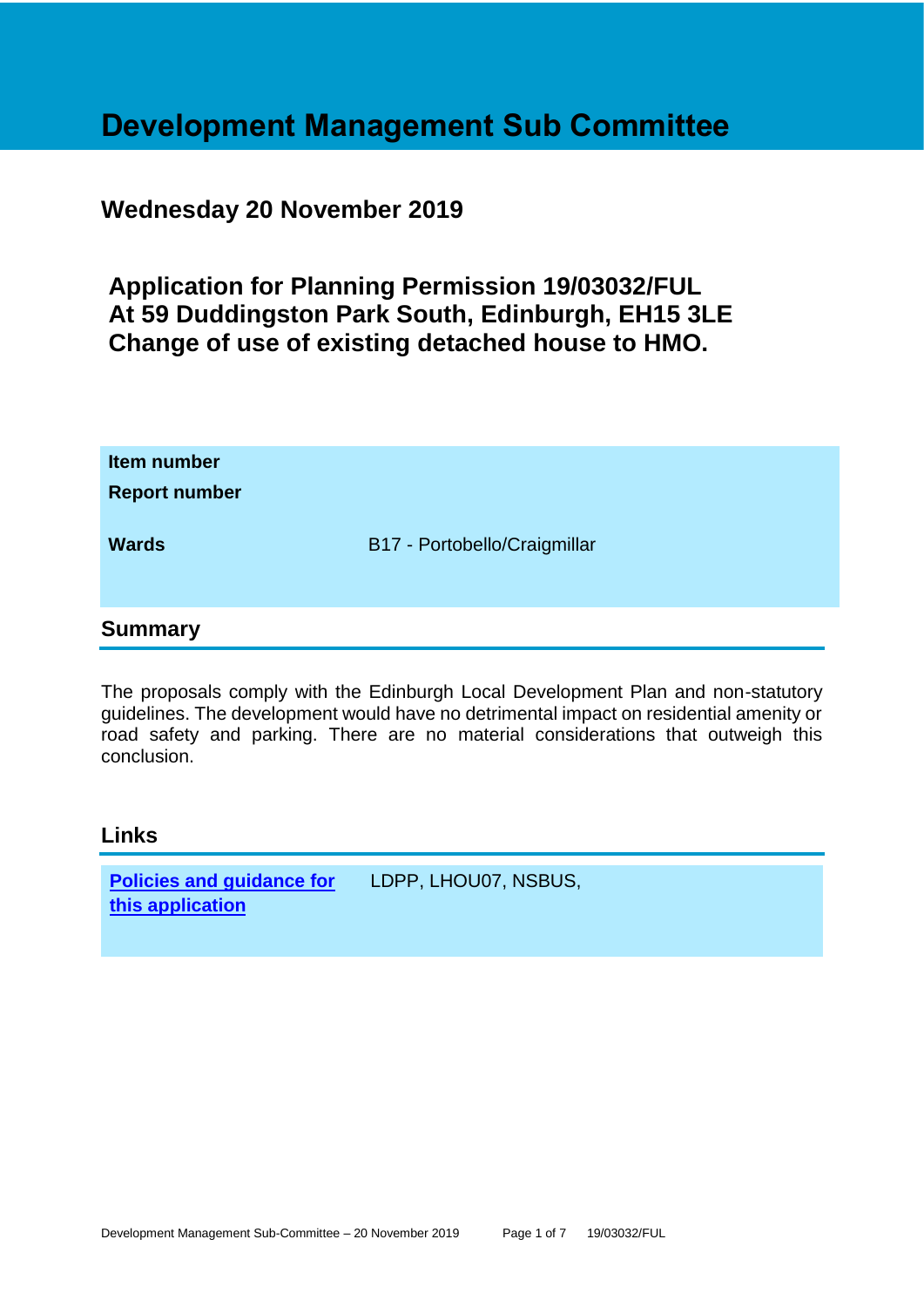# Development Management Sub Committee

## Wednesday 20 November 2019

## Application for Planning Permission 19/03032/FUL At 59 Duddingston Park South, Edinburgh, EH15 3LE Change of use of existing detached house to HMO.

| | |
|---|---|
| **Item number** | |
| **Report number** | |
| **Wards** | B17 - Portobello/Craigmillar |

## Summary

The proposals comply with the Edinburgh Local Development Plan and non-statutory guidelines. The development would have no detrimental impact on residential amenity or road safety and parking. There are no material considerations that outweigh this conclusion.

## Links

| | |
|---|---|
| **Policies and guidance for this application** | LDPP, LHOU07, NSBUS, |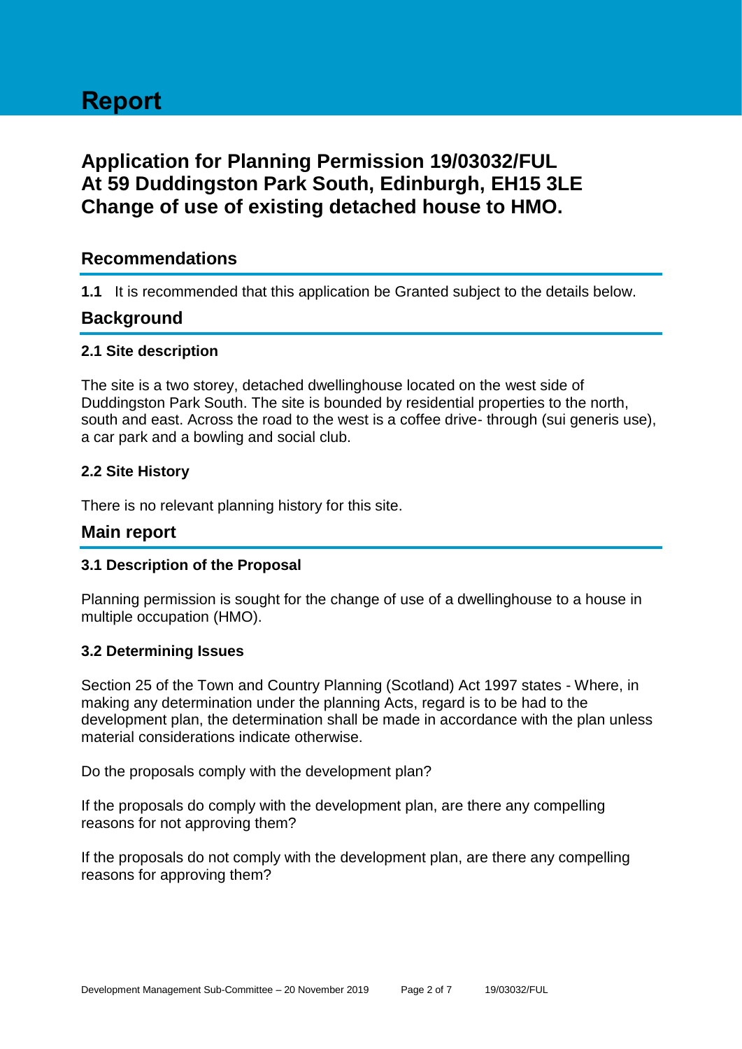# Report

## Application for Planning Permission 19/03032/FUL At 59 Duddingston Park South, Edinburgh, EH15 3LE Change of use of existing detached house to HMO.

## Recommendations

**1.1** It is recommended that this application be Granted subject to the details below.

## Background

### 2.1 Site description

The site is a two storey, detached dwellinghouse located on the west side of Duddingston Park South. The site is bounded by residential properties to the north, south and east. Across the road to the west is a coffee drive- through (sui generis use), a car park and a bowling and social club.

### 2.2 Site History

There is no relevant planning history for this site.

## Main report

### 3.1 Description of the Proposal

Planning permission is sought for the change of use of a dwellinghouse to a house in multiple occupation (HMO).

### 3.2 Determining Issues

Section 25 of the Town and Country Planning (Scotland) Act 1997 states - Where, in making any determination under the planning Acts, regard is to be had to the development plan, the determination shall be made in accordance with the plan unless material considerations indicate otherwise.

Do the proposals comply with the development plan?

If the proposals do comply with the development plan, are there any compelling reasons for not approving them?

If the proposals do not comply with the development plan, are there any compelling reasons for approving them?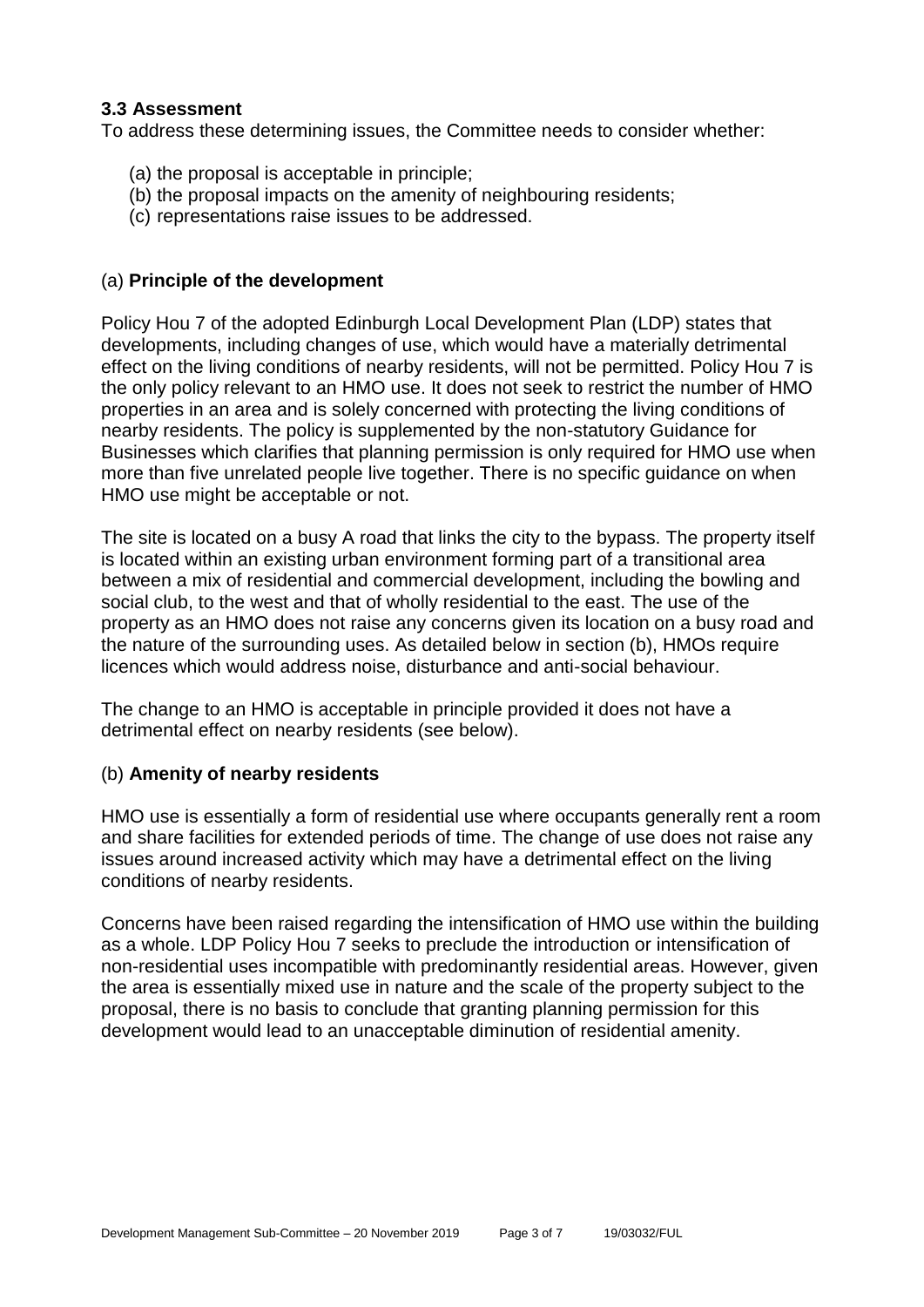### 3.3 Assessment

To address these determining issues, the Committee needs to consider whether:

(a) the proposal is acceptable in principle;
(b) the proposal impacts on the amenity of neighbouring residents;
(c) representations raise issues to be addressed.

(a) **Principle of the development**

Policy Hou 7 of the adopted Edinburgh Local Development Plan (LDP) states that developments, including changes of use, which would have a materially detrimental effect on the living conditions of nearby residents, will not be permitted. Policy Hou 7 is the only policy relevant to an HMO use. It does not seek to restrict the number of HMO properties in an area and is solely concerned with protecting the living conditions of nearby residents. The policy is supplemented by the non-statutory Guidance for Businesses which clarifies that planning permission is only required for HMO use when more than five unrelated people live together. There is no specific guidance on when HMO use might be acceptable or not.

The site is located on a busy A road that links the city to the bypass. The property itself is located within an existing urban environment forming part of a transitional area between a mix of residential and commercial development, including the bowling and social club, to the west and that of wholly residential to the east. The use of the property as an HMO does not raise any concerns given its location on a busy road and the nature of the surrounding uses. As detailed below in section (b), HMOs require licences which would address noise, disturbance and anti-social behaviour.

The change to an HMO is acceptable in principle provided it does not have a detrimental effect on nearby residents (see below).

(b) **Amenity of nearby residents**

HMO use is essentially a form of residential use where occupants generally rent a room and share facilities for extended periods of time. The change of use does not raise any issues around increased activity which may have a detrimental effect on the living conditions of nearby residents.

Concerns have been raised regarding the intensification of HMO use within the building as a whole. LDP Policy Hou 7 seeks to preclude the introduction or intensification of non-residential uses incompatible with predominantly residential areas. However, given the area is essentially mixed use in nature and the scale of the property subject to the proposal, there is no basis to conclude that granting planning permission for this development would lead to an unacceptable diminution of residential amenity.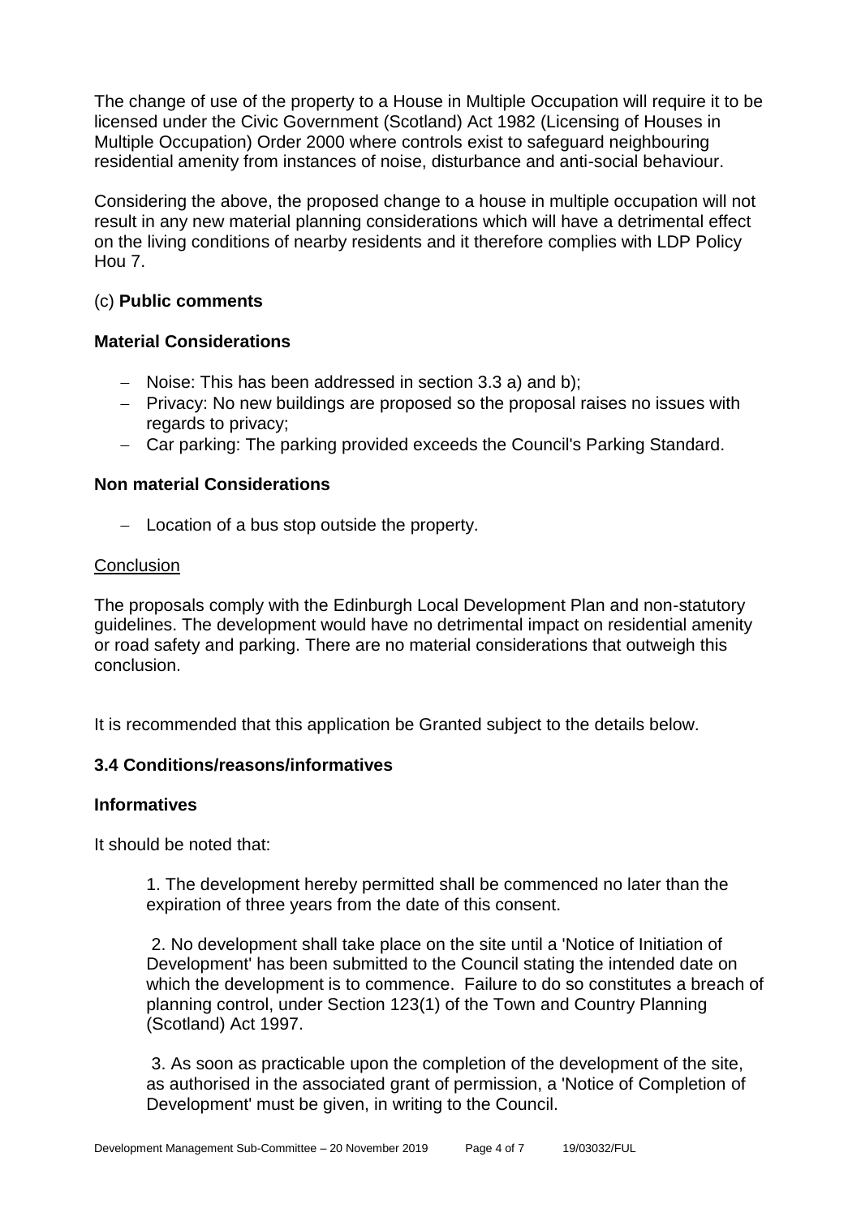The change of use of the property to a House in Multiple Occupation will require it to be licensed under the Civic Government (Scotland) Act 1982 (Licensing of Houses in Multiple Occupation) Order 2000 where controls exist to safeguard neighbouring residential amenity from instances of noise, disturbance and anti-social behaviour.

Considering the above, the proposed change to a house in multiple occupation will not result in any new material planning considerations which will have a detrimental effect on the living conditions of nearby residents and it therefore complies with LDP Policy Hou 7.

(c) **Public comments**

**Material Considerations**

- Noise: This has been addressed in section 3.3 a) and b);
- Privacy: No new buildings are proposed so the proposal raises no issues with regards to privacy;
- Car parking: The parking provided exceeds the Council's Parking Standard.

**Non material Considerations**

- Location of a bus stop outside the property.

Conclusion

The proposals comply with the Edinburgh Local Development Plan and non-statutory guidelines. The development would have no detrimental impact on residential amenity or road safety and parking. There are no material considerations that outweigh this conclusion.

It is recommended that this application be Granted subject to the details below.

**3.4 Conditions/reasons/informatives**

**Informatives**

It should be noted that:

1. The development hereby permitted shall be commenced no later than the expiration of three years from the date of this consent.

2. No development shall take place on the site until a 'Notice of Initiation of Development' has been submitted to the Council stating the intended date on which the development is to commence. Failure to do so constitutes a breach of planning control, under Section 123(1) of the Town and Country Planning (Scotland) Act 1997.

3. As soon as practicable upon the completion of the development of the site, as authorised in the associated grant of permission, a 'Notice of Completion of Development' must be given, in writing to the Council.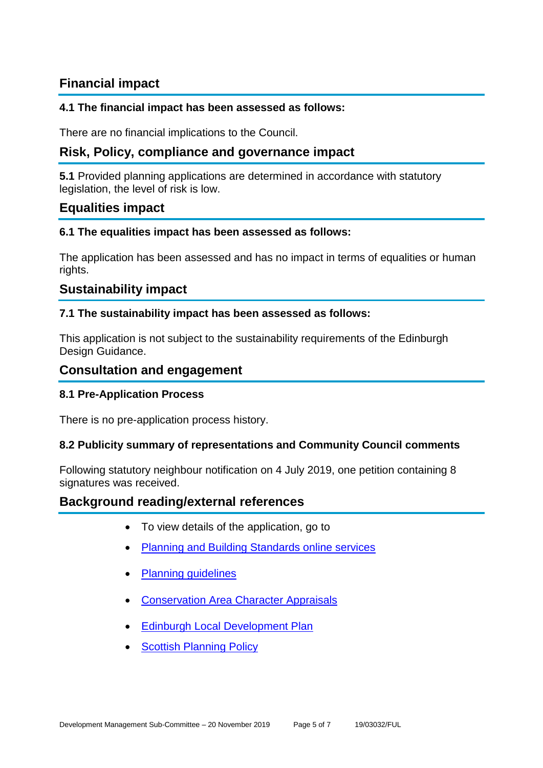## Financial impact

**4.1 The financial impact has been assessed as follows:**

There are no financial implications to the Council.

## Risk, Policy, compliance and governance impact

**5.1** Provided planning applications are determined in accordance with statutory legislation, the level of risk is low.

## Equalities impact

**6.1 The equalities impact has been assessed as follows:**

The application has been assessed and has no impact in terms of equalities or human rights.

## Sustainability impact

**7.1 The sustainability impact has been assessed as follows:**

This application is not subject to the sustainability requirements of the Edinburgh Design Guidance.

## Consultation and engagement

**8.1 Pre-Application Process**

There is no pre-application process history.

**8.2 Publicity summary of representations and Community Council comments**

Following statutory neighbour notification on 4 July 2019, one petition containing 8 signatures was received.

## Background reading/external references

- To view details of the application, go to
- Planning and Building Standards online services
- Planning guidelines
- Conservation Area Character Appraisals
- Edinburgh Local Development Plan
- Scottish Planning Policy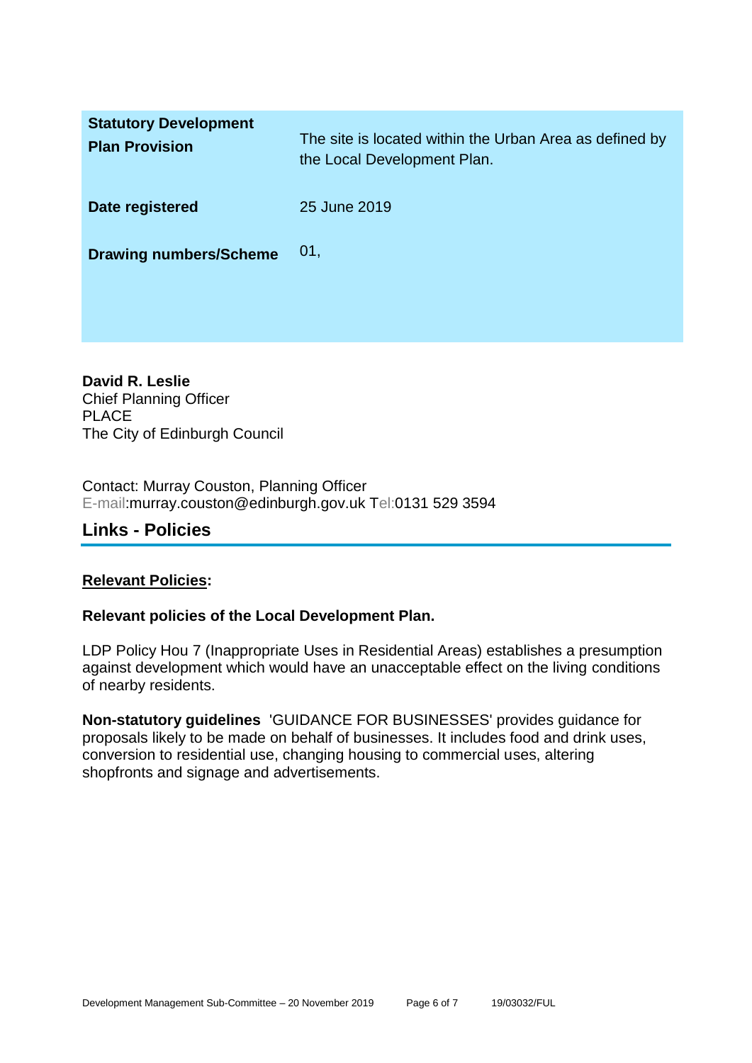| | |
|---|---|
| **Statutory Development Plan Provision** | The site is located within the Urban Area as defined by the Local Development Plan. |
| **Date registered** | 25 June 2019 |
| **Drawing numbers/Scheme** | 01, |

**David R. Leslie**
Chief Planning Officer
PLACE
The City of Edinburgh Council

Contact: Murray Couston, Planning Officer
E-mail:murray.couston@edinburgh.gov.uk Tel:0131 529 3594

## Links - Policies

**Relevant Policies:**

**Relevant policies of the Local Development Plan.**

LDP Policy Hou 7 (Inappropriate Uses in Residential Areas) establishes a presumption against development which would have an unacceptable effect on the living conditions of nearby residents.

**Non-statutory guidelines** 'GUIDANCE FOR BUSINESSES' provides guidance for proposals likely to be made on behalf of businesses. It includes food and drink uses, conversion to residential use, changing housing to commercial uses, altering shopfronts and signage and advertisements.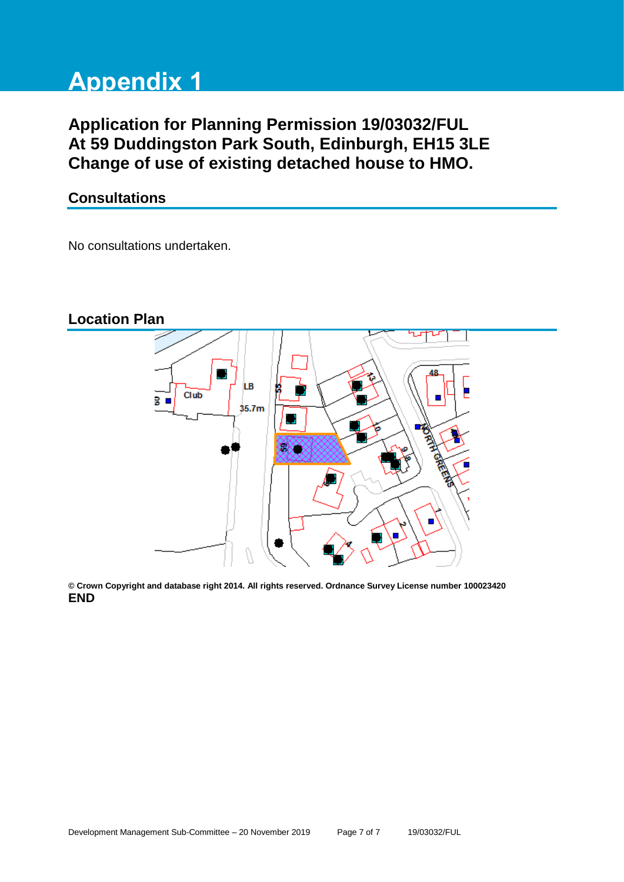# Appendix 1

## Application for Planning Permission 19/03032/FUL
## At 59 Duddingston Park South, Edinburgh, EH15 3LE
## Change of use of existing detached house to HMO.

### Consultations

No consultations undertaken.

### Location Plan

LB

Club

35.7m

48

NORTH GREENS

**© Crown Copyright and database right 2014. All rights reserved. Ordnance Survey License number 100023420**

**END**